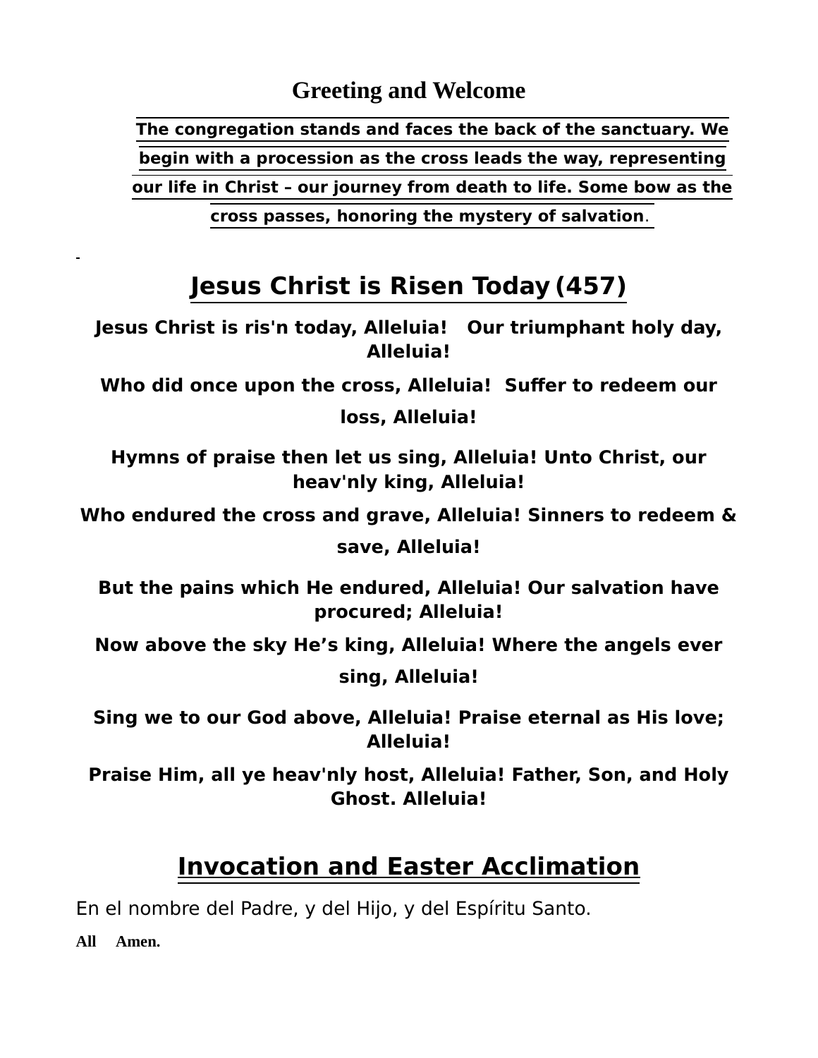## Greeting and Welcome

**The congregation stands and faces the back of the sanctuary. We begin with a procession as the cross leads the way, representing our life in Christ – our journey from death to life. Some bow as the cross passes, honoring the mystery of salvation.**

# Jesus Christ is Risen Today (457)

**Jesus Christ is ris'n today, Alleluia! Our triumphant holy day, Alleluia!**

**Who did once upon the cross, Alleluia! Suffer to redeem our loss, Alleluia!**

**Hymns of praise then let us sing, Alleluia! Unto Christ, our heav'nly king, Alleluia!**

**Who endured the cross and grave, Alleluia! Sinners to redeem & save, Alleluia!**

**But the pains which He endured, Alleluia! Our salvation have procured; Alleluia!**

**Now above the sky He's king, Alleluia! Where the angels ever sing, Alleluia!**

**Sing we to our God above, Alleluia! Praise eternal as His love; Alleluia!**

**Praise Him, all ye heav'nly host, Alleluia! Father, Son, and Holy Ghost. Alleluia!**

# Invocation and Easter Acclimation

En el nombre del Padre, y del Hijo, y del Espíritu Santo.

**All Amen.**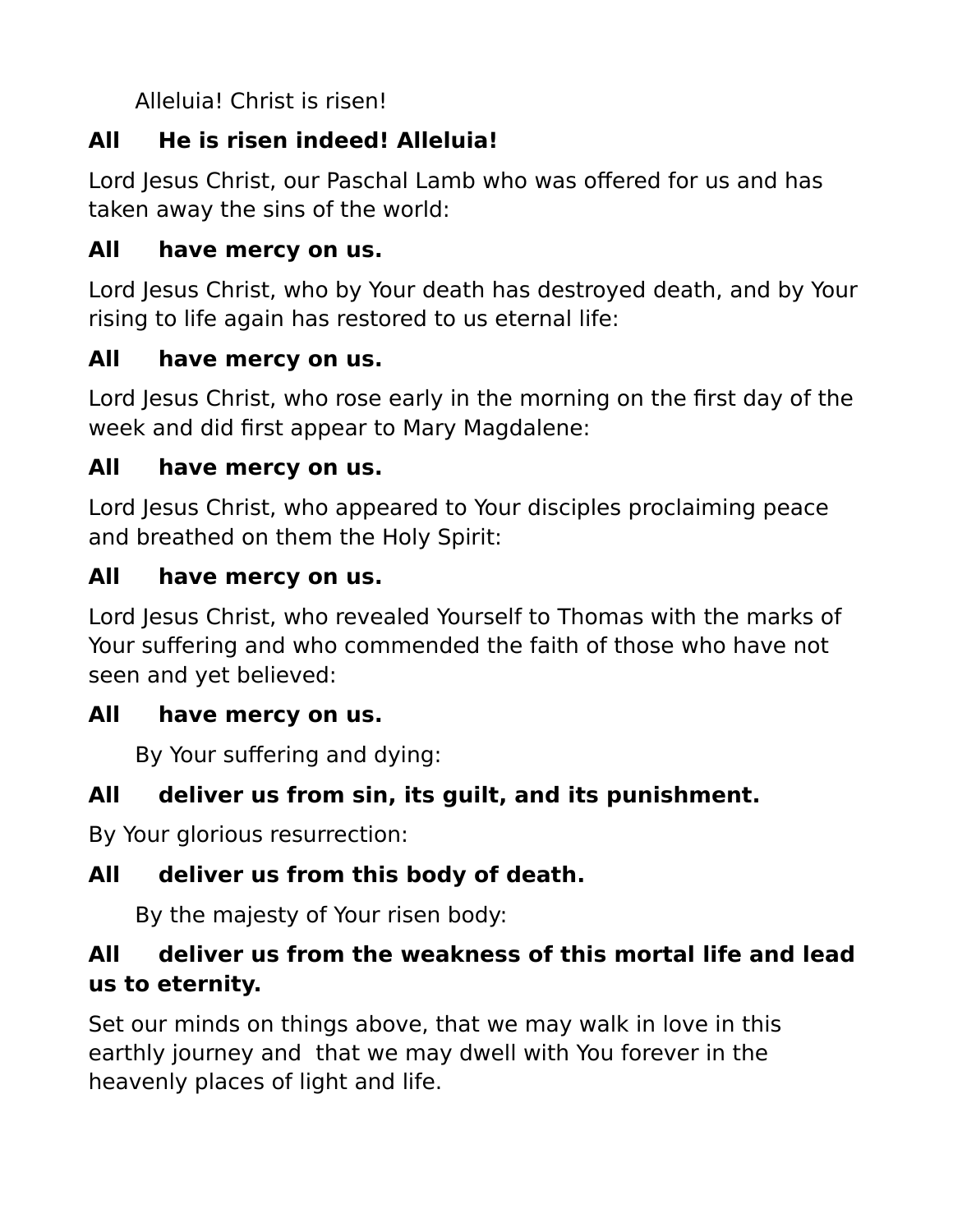Alleluia! Christ is risen!

**All He is risen indeed! Alleluia!**

Lord Jesus Christ, our Paschal Lamb who was offered for us and has taken away the sins of the world:

**All have mercy on us.**

Lord Jesus Christ, who by Your death has destroyed death, and by Your rising to life again has restored to us eternal life:

**All have mercy on us.**

Lord Jesus Christ, who rose early in the morning on the first day of the week and did first appear to Mary Magdalene:

**All have mercy on us.**

Lord Jesus Christ, who appeared to Your disciples proclaiming peace and breathed on them the Holy Spirit:

**All have mercy on us.**

Lord Jesus Christ, who revealed Yourself to Thomas with the marks of Your suffering and who commended the faith of those who have not seen and yet believed:

**All have mercy on us.**

By Your suffering and dying:

**All deliver us from sin, its guilt, and its punishment.**

By Your glorious resurrection:

**All deliver us from this body of death.**

By the majesty of Your risen body:

**All deliver us from the weakness of this mortal life and lead us to eternity.**

Set our minds on things above, that we may walk in love in this earthly journey and that we may dwell with You forever in the heavenly places of light and life.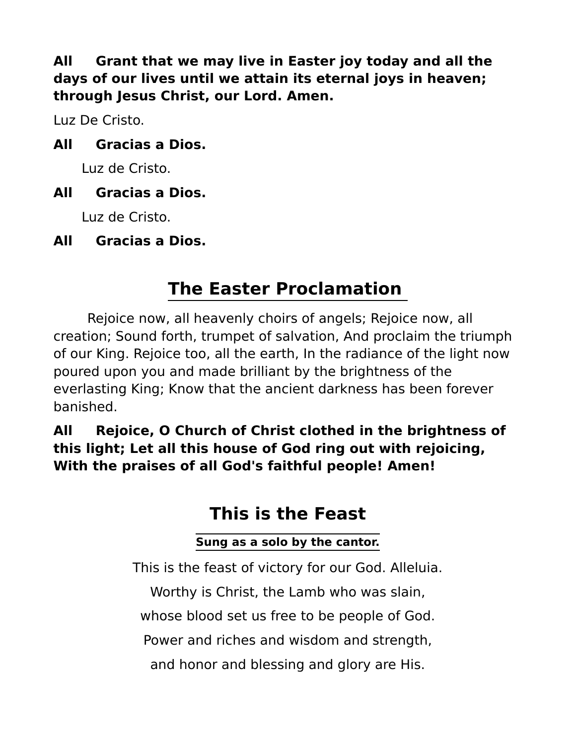**All Grant that we may live in Easter joy today and all the days of our lives until we attain its eternal joys in heaven; through Jesus Christ, our Lord. Amen.**

Luz De Cristo.

**All Gracias a Dios.**

Luz de Cristo.

**All Gracias a Dios.**

Luz de Cristo.

**All Gracias a Dios.**

## The Easter Proclamation

Rejoice now, all heavenly choirs of angels; Rejoice now, all creation; Sound forth, trumpet of salvation, And proclaim the triumph of our King. Rejoice too, all the earth, In the radiance of the light now poured upon you and made brilliant by the brightness of the everlasting King; Know that the ancient darkness has been forever banished.

**All Rejoice, O Church of Christ clothed in the brightness of this light; Let all this house of God ring out with rejoicing, With the praises of all God's faithful people! Amen!**

## This is the Feast

**Sung as a solo by the cantor.**

This is the feast of victory for our God. Alleluia.

Worthy is Christ, the Lamb who was slain,

whose blood set us free to be people of God.

Power and riches and wisdom and strength,

and honor and blessing and glory are His.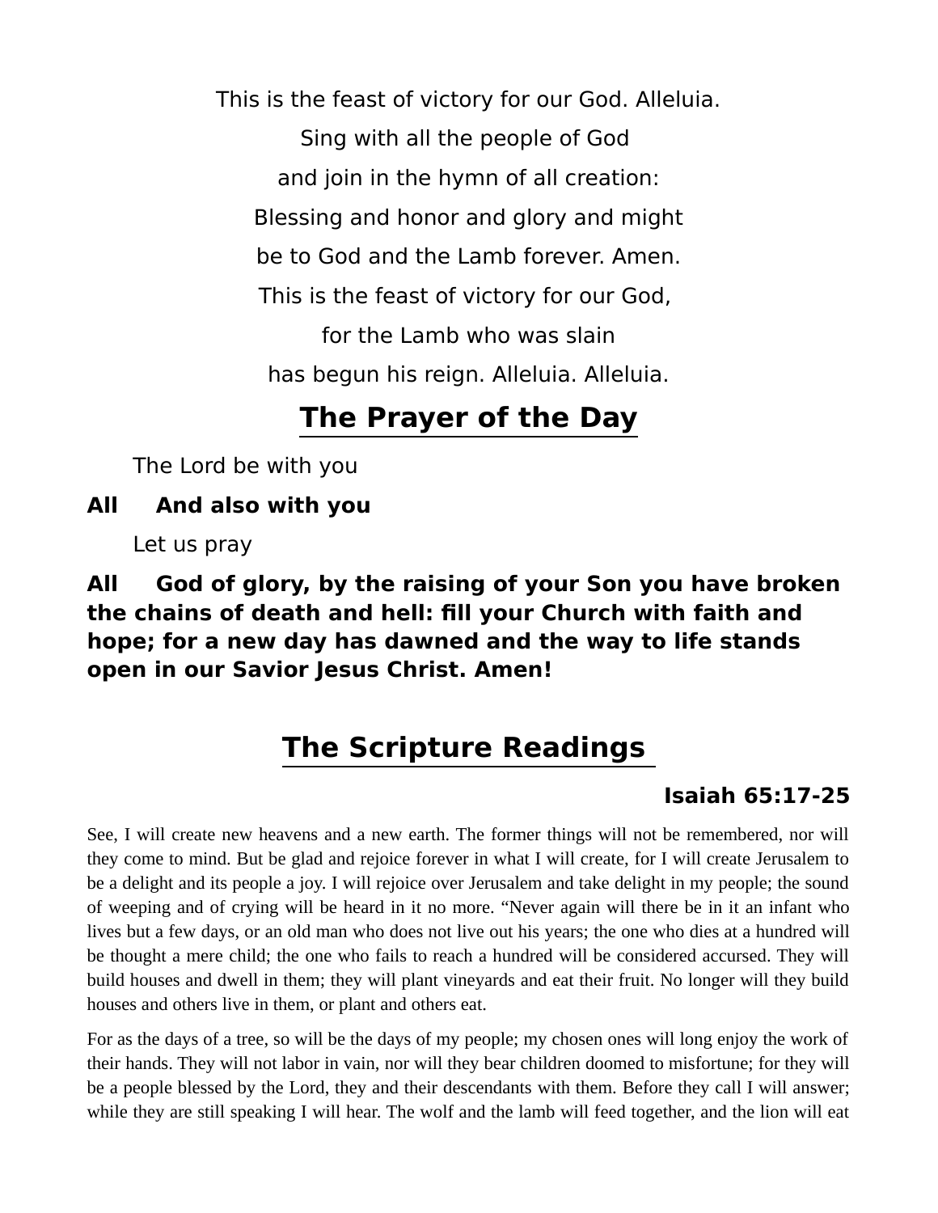This is the feast of victory for our God. Alleluia.

Sing with all the people of God

and join in the hymn of all creation:

Blessing and honor and glory and might

be to God and the Lamb forever. Amen.

This is the feast of victory for our God,

for the Lamb who was slain

has begun his reign. Alleluia. Alleluia.

## The Prayer of the Day

The Lord be with you

**All And also with you**

Let us pray

**All God of glory, by the raising of your Son you have broken the chains of death and hell: fill your Church with faith and hope; for a new day has dawned and the way to life stands open in our Savior Jesus Christ. Amen!**

## The Scripture Readings

**Isaiah 65:17-25**

See, I will create new heavens and a new earth. The former things will not be remembered, nor will they come to mind. But be glad and rejoice forever in what I will create, for I will create Jerusalem to be a delight and its people a joy. I will rejoice over Jerusalem and take delight in my people; the sound of weeping and of crying will be heard in it no more. "Never again will there be in it an infant who lives but a few days, or an old man who does not live out his years; the one who dies at a hundred will be thought a mere child; the one who fails to reach a hundred will be considered accursed. They will build houses and dwell in them; they will plant vineyards and eat their fruit. No longer will they build houses and others live in them, or plant and others eat.

For as the days of a tree, so will be the days of my people; my chosen ones will long enjoy the work of their hands. They will not labor in vain, nor will they bear children doomed to misfortune; for they will be a people blessed by the Lord, they and their descendants with them. Before they call I will answer; while they are still speaking I will hear. The wolf and the lamb will feed together, and the lion will eat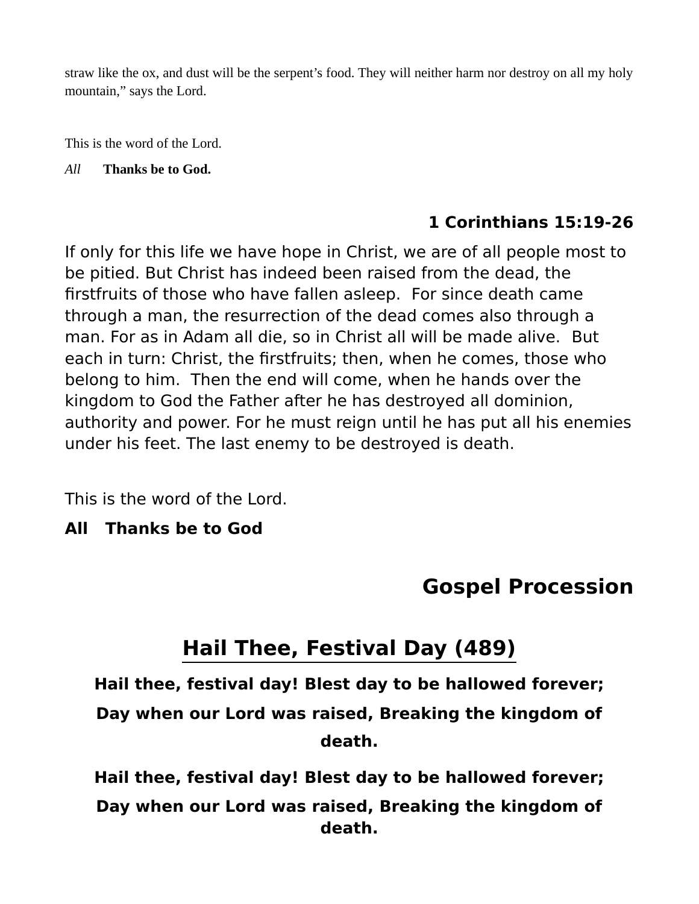straw like the ox, and dust will be the serpent's food. They will neither harm nor destroy on all my holy mountain," says the Lord.

This is the word of the Lord.

*All* **Thanks be to God.**

### 1 Corinthians 15:19-26

If only for this life we have hope in Christ, we are of all people most to be pitied. But Christ has indeed been raised from the dead, the firstfruits of those who have fallen asleep.  For since death came through a man, the resurrection of the dead comes also through a man. For as in Adam all die, so in Christ all will be made alive.  But each in turn: Christ, the firstfruits; then, when he comes, those who belong to him.  Then the end will come, when he hands over the kingdom to God the Father after he has destroyed all dominion, authority and power. For he must reign until he has put all his enemies under his feet. The last enemy to be destroyed is death.

This is the word of the Lord.

**All Thanks be to God**

## Gospel Procession

## Hail Thee, Festival Day (489)

**Hail thee, festival day! Blest day to be hallowed forever;**
**Day when our Lord was raised, Breaking the kingdom of death.**

**Hail thee, festival day! Blest day to be hallowed forever;**
**Day when our Lord was raised, Breaking the kingdom of death.**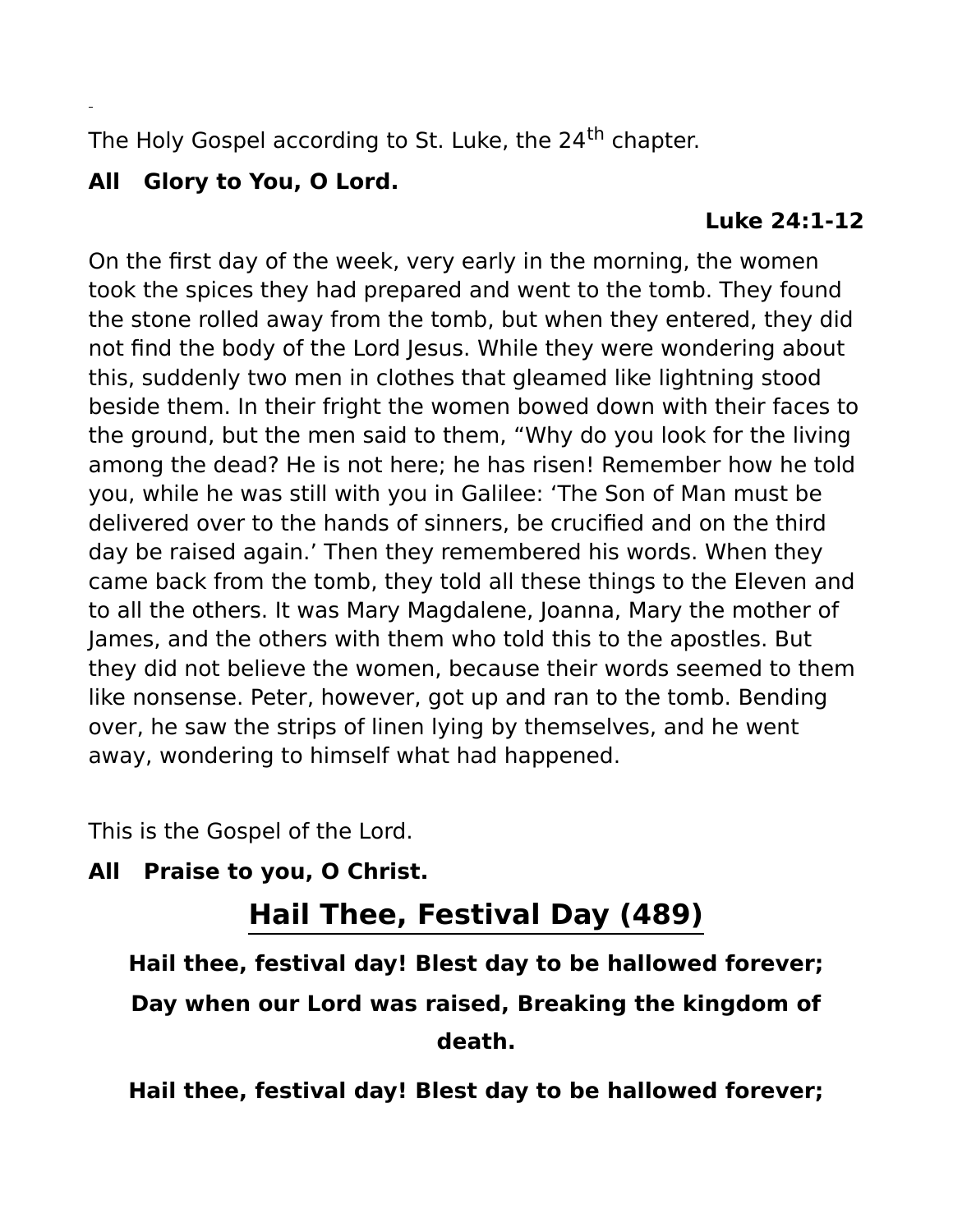The Holy Gospel according to St. Luke, the 24th chapter.

**All Glory to You, O Lord.**

**Luke 24:1-12**

On the first day of the week, very early in the morning, the women took the spices they had prepared and went to the tomb. They found the stone rolled away from the tomb, but when they entered, they did not find the body of the Lord Jesus. While they were wondering about this, suddenly two men in clothes that gleamed like lightning stood beside them. In their fright the women bowed down with their faces to the ground, but the men said to them, “Why do you look for the living among the dead? He is not here; he has risen! Remember how he told you, while he was still with you in Galilee: ‘The Son of Man must be delivered over to the hands of sinners, be crucified and on the third day be raised again.’ Then they remembered his words. When they came back from the tomb, they told all these things to the Eleven and to all the others. It was Mary Magdalene, Joanna, Mary the mother of James, and the others with them who told this to the apostles. But they did not believe the women, because their words seemed to them like nonsense. Peter, however, got up and ran to the tomb. Bending over, he saw the strips of linen lying by themselves, and he went away, wondering to himself what had happened.

This is the Gospel of the Lord.

**All Praise to you, O Christ.**

## Hail Thee, Festival Day (489)

**Hail thee, festival day! Blest day to be hallowed forever;**

**Day when our Lord was raised, Breaking the kingdom of death.**

**Hail thee, festival day! Blest day to be hallowed forever;**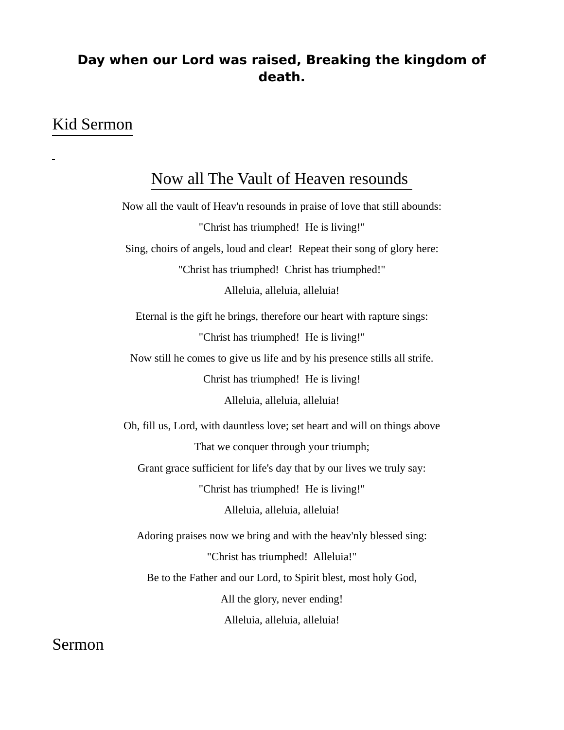**Day when our Lord was raised, Breaking the kingdom of death.**

## Kid Sermon

## Now all The Vault of Heaven resounds

Now all the vault of Heav'n resounds in praise of love that still abounds:

"Christ has triumphed!  He is living!"

Sing, choirs of angels, loud and clear!  Repeat their song of glory here:

"Christ has triumphed!  Christ has triumphed!"

Alleluia, alleluia, alleluia!

Eternal is the gift he brings, therefore our heart with rapture sings:

"Christ has triumphed!  He is living!"

Now still he comes to give us life and by his presence stills all strife.

Christ has triumphed!  He is living!

Alleluia, alleluia, alleluia!

Oh, fill us, Lord, with dauntless love; set heart and will on things above

That we conquer through your triumph;

Grant grace sufficient for life's day that by our lives we truly say:

"Christ has triumphed!  He is living!"

Alleluia, alleluia, alleluia!

Adoring praises now we bring and with the heav'nly blessed sing:

"Christ has triumphed!  Alleluia!"

Be to the Father and our Lord, to Spirit blest, most holy God,

All the glory, never ending!

Alleluia, alleluia, alleluia!

## Sermon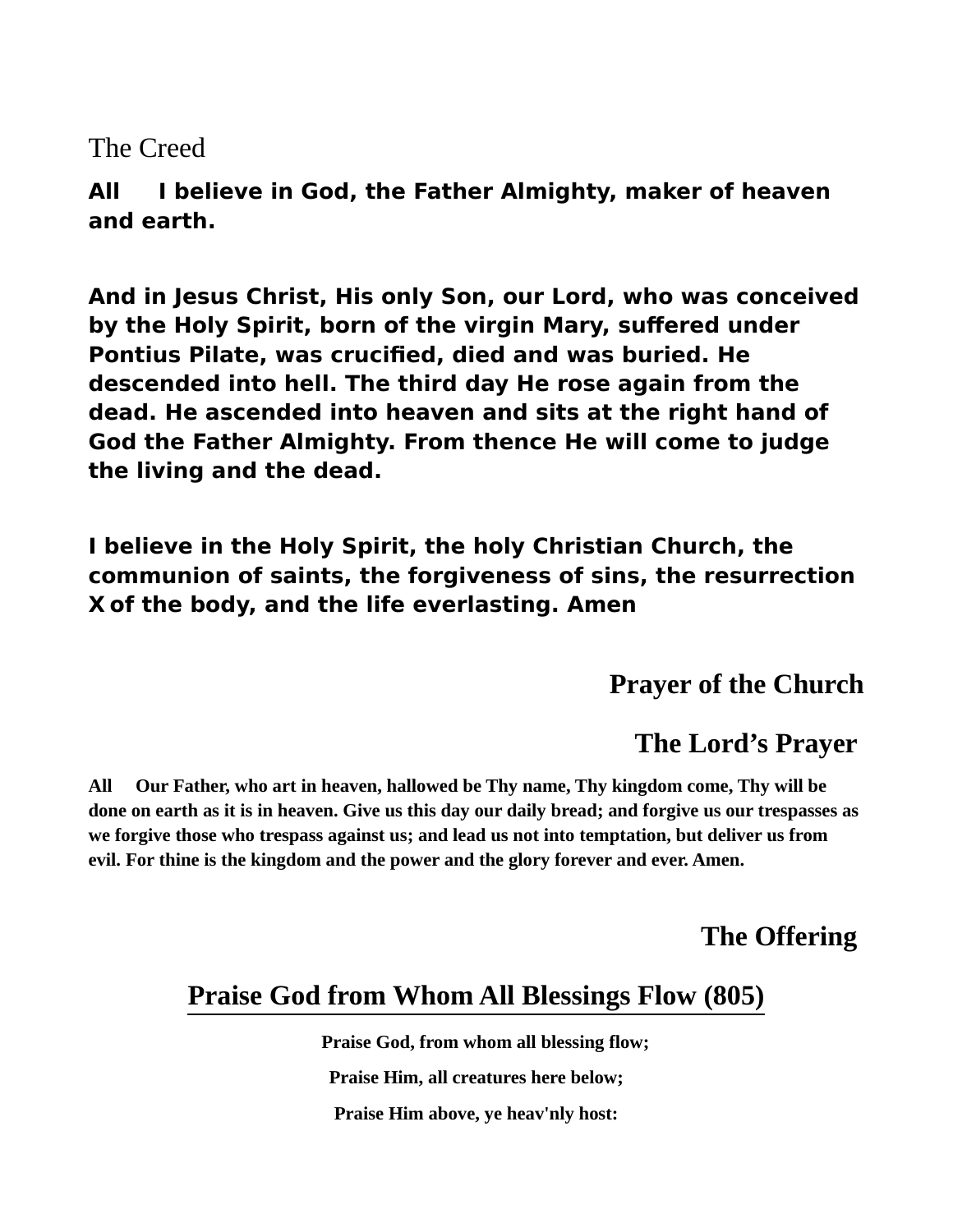The Creed

**All I believe in God, the Father Almighty, maker of heaven and earth.**

**And in Jesus Christ, His only Son, our Lord, who was conceived by the Holy Spirit, born of the virgin Mary, suffered under Pontius Pilate, was crucified, died and was buried. He descended into hell. The third day He rose again from the dead. He ascended into heaven and sits at the right hand of God the Father Almighty. From thence He will come to judge the living and the dead.**

**I believe in the Holy Spirit, the holy Christian Church, the communion of saints, the forgiveness of sins, the resurrection X of the body, and the life everlasting. Amen**

## Prayer of the Church

## The Lord's Prayer

**All Our Father, who art in heaven, hallowed be Thy name, Thy kingdom come, Thy will be done on earth as it is in heaven. Give us this day our daily bread; and forgive us our trespasses as we forgive those who trespass against us; and lead us not into temptation, but deliver us from evil. For thine is the kingdom and the power and the glory forever and ever. Amen.**

## The Offering

## Praise God from Whom All Blessings Flow (805)

**Praise God, from whom all blessing flow;**

**Praise Him, all creatures here below;**

**Praise Him above, ye heav'nly host:**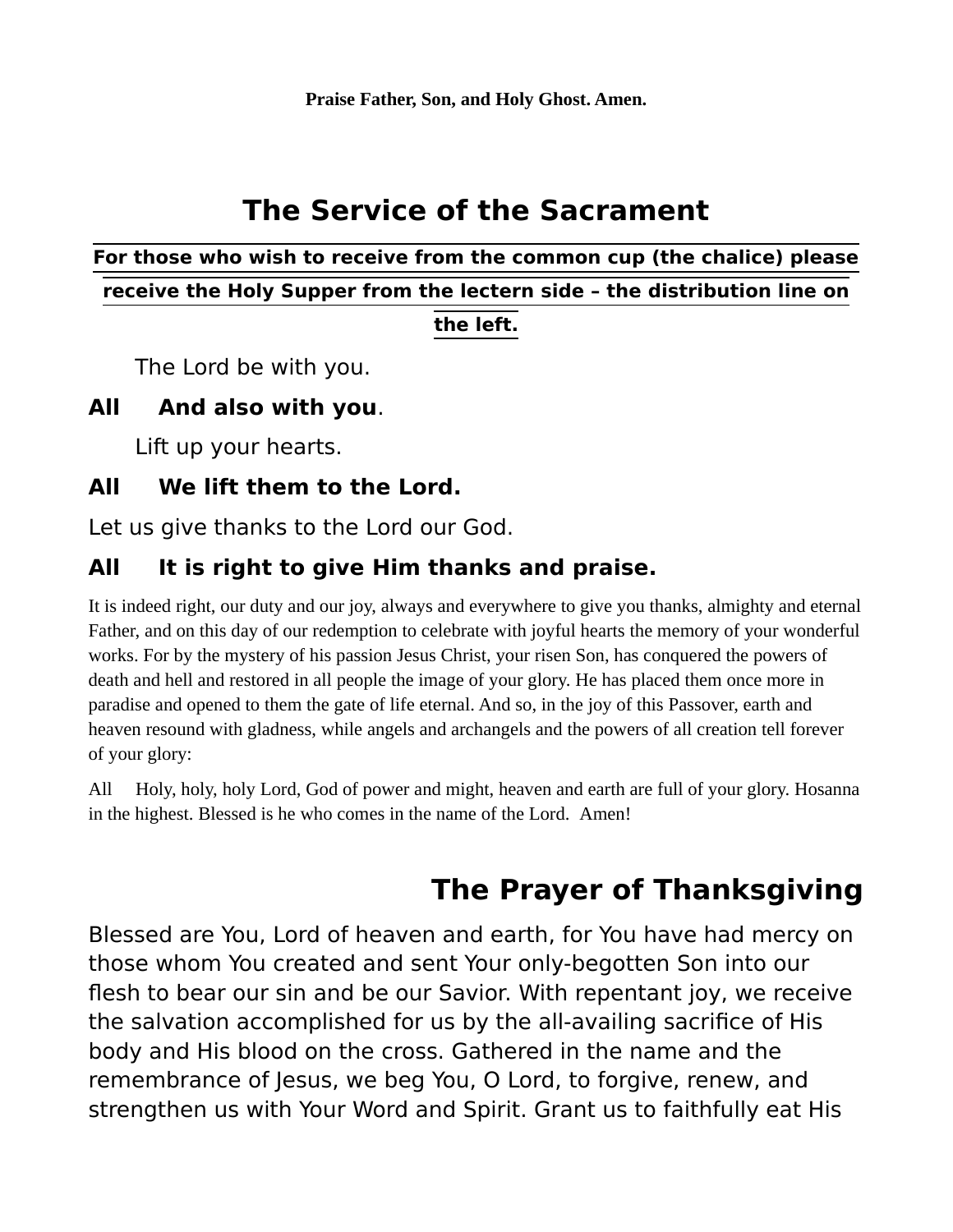**Praise Father, Son, and Holy Ghost. Amen.**

# The Service of the Sacrament

**For those who wish to receive from the common cup (the chalice) please receive the Holy Supper from the lectern side – the distribution line on the left.**

The Lord be with you.

**All And also with you**.

Lift up your hearts.

**All We lift them to the Lord.**

Let us give thanks to the Lord our God.

**All It is right to give Him thanks and praise.**

It is indeed right, our duty and our joy, always and everywhere to give you thanks, almighty and eternal Father, and on this day of our redemption to celebrate with joyful hearts the memory of your wonderful works. For by the mystery of his passion Jesus Christ, your risen Son, has conquered the powers of death and hell and restored in all people the image of your glory. He has placed them once more in paradise and opened to them the gate of life eternal. And so, in the joy of this Passover, earth and heaven resound with gladness, while angels and archangels and the powers of all creation tell forever of your glory:

All Holy, holy, holy Lord, God of power and might, heaven and earth are full of your glory. Hosanna in the highest. Blessed is he who comes in the name of the Lord. Amen!

## The Prayer of Thanksgiving

Blessed are You, Lord of heaven and earth, for You have had mercy on those whom You created and sent Your only-begotten Son into our flesh to bear our sin and be our Savior. With repentant joy, we receive the salvation accomplished for us by the all-availing sacrifice of His body and His blood on the cross. Gathered in the name and the remembrance of Jesus, we beg You, O Lord, to forgive, renew, and strengthen us with Your Word and Spirit. Grant us to faithfully eat His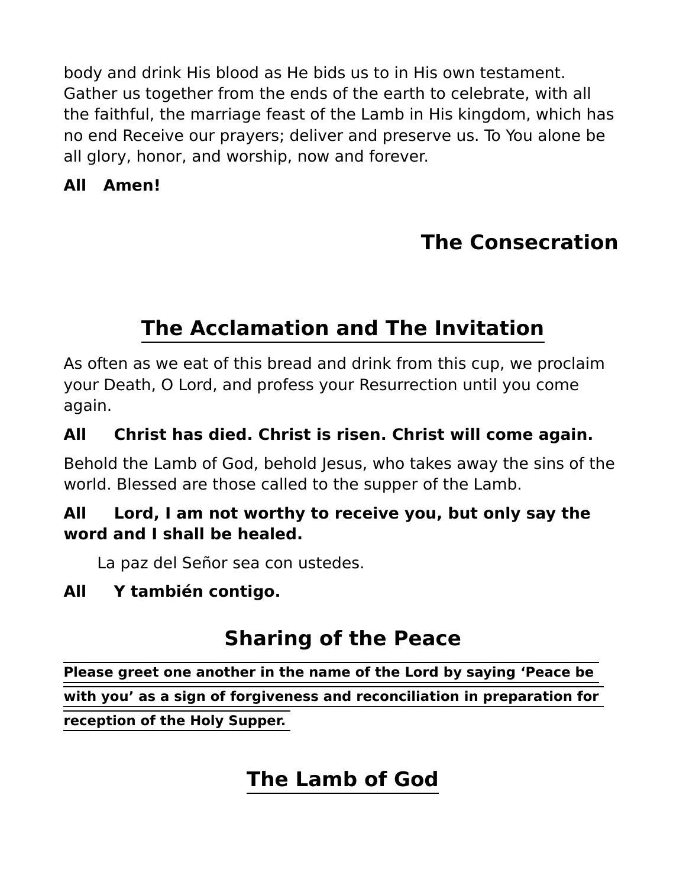body and drink His blood as He bids us to in His own testament. Gather us together from the ends of the earth to celebrate, with all the faithful, the marriage feast of the Lamb in His kingdom, which has no end Receive our prayers; deliver and preserve us. To You alone be all glory, honor, and worship, now and forever.

**All Amen!**

## The Consecration

## The Acclamation and The Invitation

As often as we eat of this bread and drink from this cup, we proclaim your Death, O Lord, and profess your Resurrection until you come again.

**All Christ has died. Christ is risen. Christ will come again.**

Behold the Lamb of God, behold Jesus, who takes away the sins of the world. Blessed are those called to the supper of the Lamb.

**All Lord, I am not worthy to receive you, but only say the word and I shall be healed.**

La paz del Señor sea con ustedes.

**All Y también contigo.**

## Sharing of the Peace

**Please greet one another in the name of the Lord by saying 'Peace be with you' as a sign of forgiveness and reconciliation in preparation for reception of the Holy Supper.**

## The Lamb of God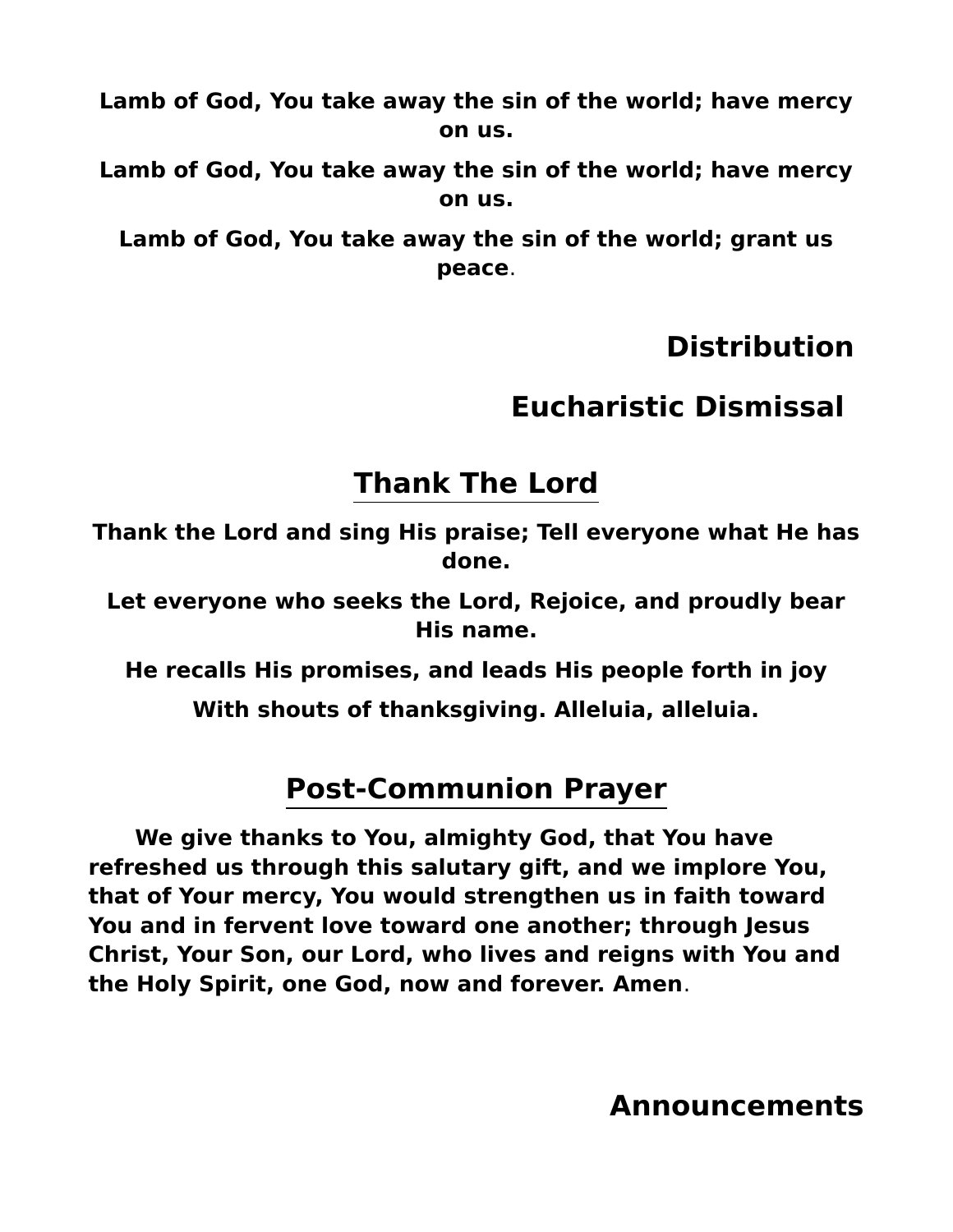**Lamb of God, You take away the sin of the world; have mercy on us.**

**Lamb of God, You take away the sin of the world; have mercy on us.**

**Lamb of God, You take away the sin of the world; grant us peace**.

## Distribution

## Eucharistic Dismissal

## Thank The Lord

**Thank the Lord and sing His praise; Tell everyone what He has done.**

**Let everyone who seeks the Lord, Rejoice, and proudly bear His name.**

**He recalls His promises, and leads His people forth in joy**

**With shouts of thanksgiving. Alleluia, alleluia.**

## Post-Communion Prayer

**We give thanks to You, almighty God, that You have refreshed us through this salutary gift, and we implore You, that of Your mercy, You would strengthen us in faith toward You and in fervent love toward one another; through Jesus Christ, Your Son, our Lord, who lives and reigns with You and the Holy Spirit, one God, now and forever. Amen**.

## Announcements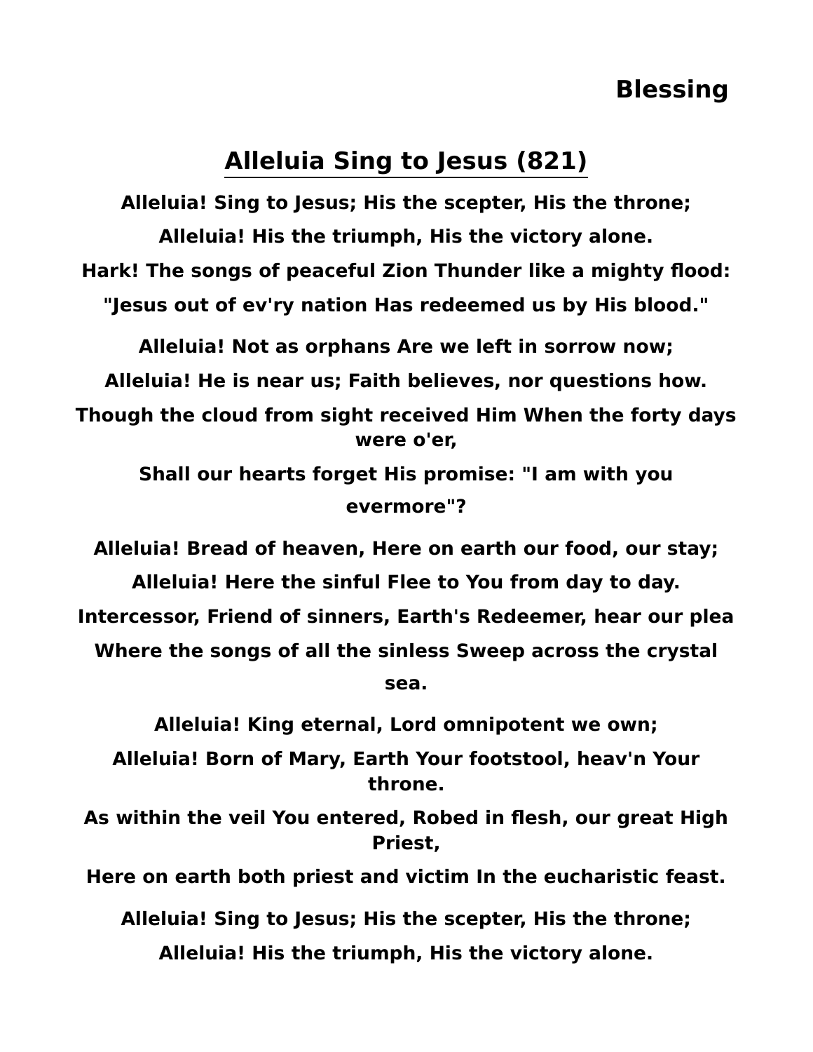**Blessing**

## Alleluia Sing to Jesus (821)

**Alleluia! Sing to Jesus; His the scepter, His the throne;**

**Alleluia! His the triumph, His the victory alone.**

**Hark! The songs of peaceful Zion Thunder like a mighty flood:**

**"Jesus out of ev'ry nation Has redeemed us by His blood."**

**Alleluia! Not as orphans Are we left in sorrow now;**

**Alleluia! He is near us; Faith believes, nor questions how.**

**Though the cloud from sight received Him When the forty days were o'er,**

**Shall our hearts forget His promise: "I am with you evermore"?**

**Alleluia! Bread of heaven, Here on earth our food, our stay;**

**Alleluia! Here the sinful Flee to You from day to day.**

**Intercessor, Friend of sinners, Earth's Redeemer, hear our plea**

**Where the songs of all the sinless Sweep across the crystal sea.**

**Alleluia! King eternal, Lord omnipotent we own;**

**Alleluia! Born of Mary, Earth Your footstool, heav'n Your throne.**

**As within the veil You entered, Robed in flesh, our great High Priest,**

**Here on earth both priest and victim In the eucharistic feast.**

**Alleluia! Sing to Jesus; His the scepter, His the throne;**

**Alleluia! His the triumph, His the victory alone.**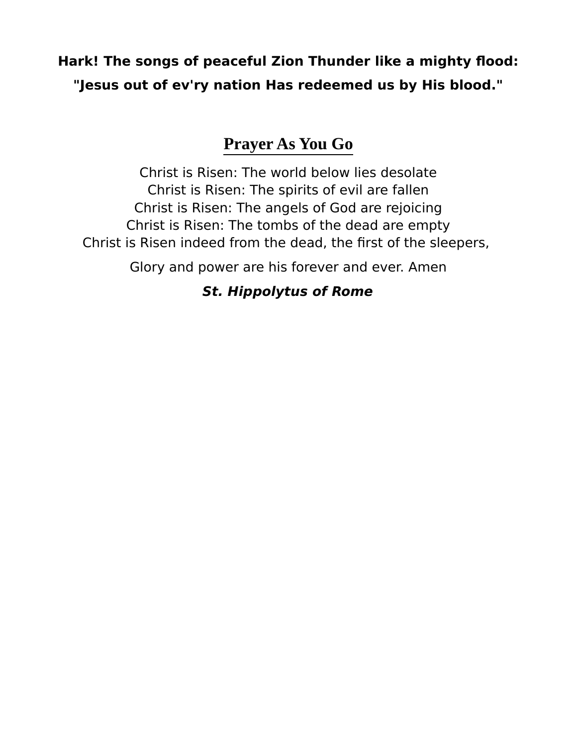**Hark! The songs of peaceful Zion Thunder like a mighty flood:**
**"Jesus out of ev'ry nation Has redeemed us by His blood."**

## Prayer As You Go

Christ is Risen: The world below lies desolate
Christ is Risen: The spirits of evil are fallen
Christ is Risen: The angels of God are rejoicing
Christ is Risen: The tombs of the dead are empty
Christ is Risen indeed from the dead, the first of the sleepers,

Glory and power are his forever and ever. Amen

***St. Hippolytus of Rome***